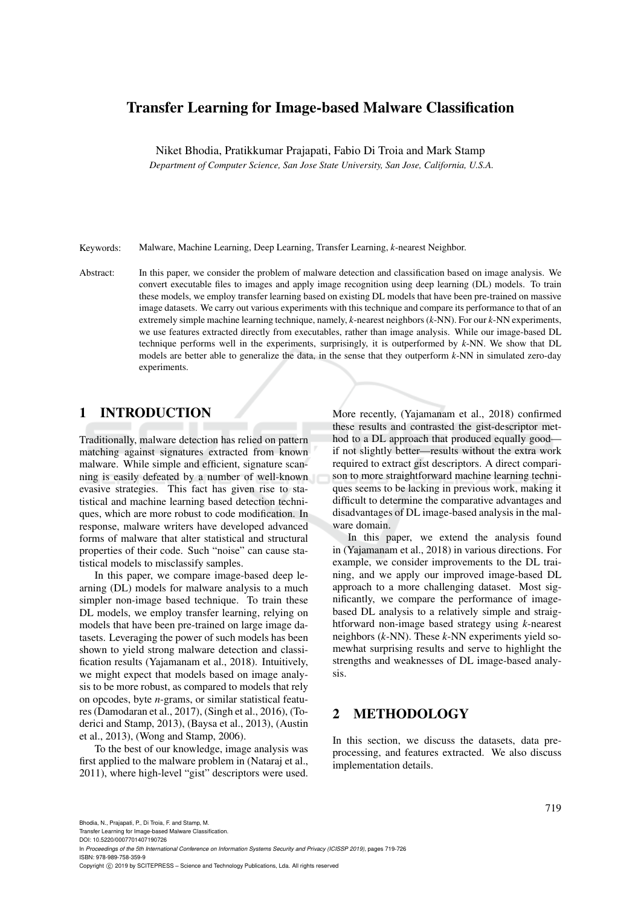# Transfer Learning for Image-based Malware Classification

Niket Bhodia, Pratikkumar Prajapati, Fabio Di Troia and Mark Stamp

*Department of Computer Science, San Jose State University, San Jose, California, U.S.A.*

Keywords: Malware, Machine Learning, Deep Learning, Transfer Learning, *k*-nearest Neighbor.

Abstract: In this paper, we consider the problem of malware detection and classification based on image analysis. We convert executable files to images and apply image recognition using deep learning (DL) models. To train these models, we employ transfer learning based on existing DL models that have been pre-trained on massive image datasets. We carry out various experiments with this technique and compare its performance to that of an extremely simple machine learning technique, namely, *k*-nearest neighbors (*k*-NN). For our *k*-NN experiments, we use features extracted directly from executables, rather than image analysis. While our image-based DL technique performs well in the experiments, surprisingly, it is outperformed by *k*-NN. We show that DL models are better able to generalize the data, in the sense that they outperform *k*-NN in simulated zero-day experiments.

## 1 INTRODUCTION

Traditionally, malware detection has relied on pattern matching against signatures extracted from known malware. While simple and efficient, signature scanning is easily defeated by a number of well-known evasive strategies. This fact has given rise to statistical and machine learning based detection techniques, which are more robust to code modification. In response, malware writers have developed advanced forms of malware that alter statistical and structural properties of their code. Such "noise" can cause statistical models to misclassify samples.

In this paper, we compare image-based deep learning (DL) models for malware analysis to a much simpler non-image based technique. To train these DL models, we employ transfer learning, relying on models that have been pre-trained on large image datasets. Leveraging the power of such models has been shown to yield strong malware detection and classification results (Yajamanam et al., 2018). Intuitively, we might expect that models based on image analysis to be more robust, as compared to models that rely on opcodes, byte *n*-grams, or similar statistical features (Damodaran et al., 2017), (Singh et al., 2016), (Toderici and Stamp, 2013), (Baysa et al., 2013), (Austin et al., 2013), (Wong and Stamp, 2006).

To the best of our knowledge, image analysis was first applied to the malware problem in (Nataraj et al., 2011), where high-level "gist" descriptors were used. More recently, (Yajamanam et al., 2018) confirmed these results and contrasted the gist-descriptor method to a DL approach that produced equally good—if not slightly better—results without the extra work required to extract gist descriptors. A direct comparison to more straightforward machine learning techniques seems to be lacking in previous work, making it difficult to determine the comparative advantages and disadvantages of DL image-based analysis in the malware domain.

In this paper, we extend the analysis found in (Yajamanam et al., 2018) in various directions. For example, we consider improvements to the DL training, and we apply our improved image-based DL approach to a more challenging dataset. Most significantly, we compare the performance of image-based DL analysis to a relatively simple and straightforward non-image based strategy using *k*-nearest neighbors (*k*-NN). These *k*-NN experiments yield somewhat surprising results and serve to highlight the strengths and weaknesses of DL image-based analysis.

## 2 METHODOLOGY

In this section, we discuss the datasets, data preprocessing, and features extracted. We also discuss implementation details.

Bhodia, N., Prajapati, P., Di Troia, F. and Stamp, M.
Transfer Learning for Image-based Malware Classification.
DOI: 10.5220/0007701407190726
In *Proceedings of the 5th International Conference on Information Systems Security and Privacy (ICISSP 2019)*, pages 719-726
ISBN: 978-989-758-359-9
Copyright © 2019 by SCITEPRESS – Science and Technology Publications, Lda. All rights reserved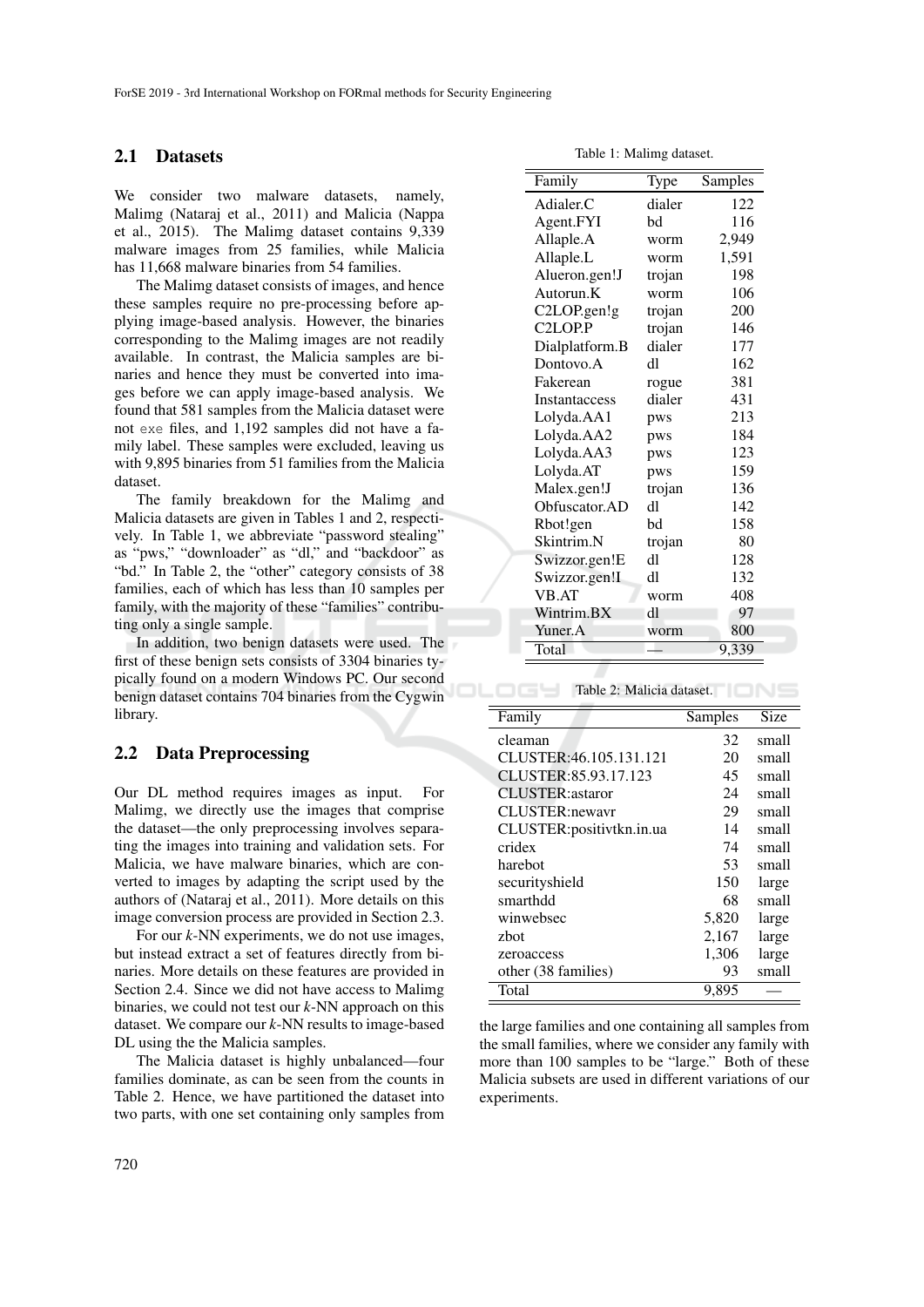## 2.1 Datasets

We consider two malware datasets, namely, Malimg (Nataraj et al., 2011) and Malicia (Nappa et al., 2015). The Malimg dataset contains 9,339 malware images from 25 families, while Malicia has 11,668 malware binaries from 54 families.

The Malimg dataset consists of images, and hence these samples require no pre-processing before applying image-based analysis. However, the binaries corresponding to the Malimg images are not readily available. In contrast, the Malicia samples are binaries and hence they must be converted into images before we can apply image-based analysis. We found that 581 samples from the Malicia dataset were not exe files, and 1,192 samples did not have a family label. These samples were excluded, leaving us with 9,895 binaries from 51 families from the Malicia dataset.

The family breakdown for the Malimg and Malicia datasets are given in Tables 1 and 2, respectively. In Table 1, we abbreviate "password stealing" as "pws," "downloader" as "dl," and "backdoor" as "bd." In Table 2, the "other" category consists of 38 families, each of which has less than 10 samples per family, with the majority of these "families" contributing only a single sample.

In addition, two benign datasets were used. The first of these benign sets consists of 3304 binaries typically found on a modern Windows PC. Our second benign dataset contains 704 binaries from the Cygwin library.

Table 1: Malimg dataset.

| Family | Type | Samples |
|---|---|---|
| Adialer.C | dialer | 122 |
| Agent.FYI | bd | 116 |
| Allaple.A | worm | 2,949 |
| Allaple.L | worm | 1,591 |
| Alueron.gen!J | trojan | 198 |
| Autorun.K | worm | 106 |
| C2LOP.gen!g | trojan | 200 |
| C2LOP.P | trojan | 146 |
| Dialplatform.B | dialer | 177 |
| Dontovo.A | dl | 162 |
| Fakerean | rogue | 381 |
| Instantaccess | dialer | 431 |
| Lolyda.AA1 | pws | 213 |
| Lolyda.AA2 | pws | 184 |
| Lolyda.AA3 | pws | 123 |
| Lolyda.AT | pws | 159 |
| Malex.gen!J | trojan | 136 |
| Obfuscator.AD | dl | 142 |
| Rbot!gen | bd | 158 |
| Skintrim.N | trojan | 80 |
| Swizzor.gen!E | dl | 128 |
| Swizzor.gen!I | dl | 132 |
| VB.AT | worm | 408 |
| Wintrim.BX | dl | 97 |
| Yuner.A | worm | 800 |
| Total | — | 9,339 |

Table 2: Malicia dataset.

| Family | Samples | Size |
|---|---|---|
| cleaman | 32 | small |
| CLUSTER:46.105.131.121 | 20 | small |
| CLUSTER:85.93.17.123 | 45 | small |
| CLUSTER:astaror | 24 | small |
| CLUSTER:newavr | 29 | small |
| CLUSTER:positivtkn.in.ua | 14 | small |
| cridex | 74 | small |
| harebot | 53 | small |
| securityshield | 150 | large |
| smarthdd | 68 | small |
| winwebsec | 5,820 | large |
| zbot | 2,167 | large |
| zeroaccess | 1,306 | large |
| other (38 families) | 93 | small |
| Total | 9,895 | — |

## 2.2 Data Preprocessing

Our DL method requires images as input. For Malimg, we directly use the images that comprise the dataset—the only preprocessing involves separating the images into training and validation sets. For Malicia, we have malware binaries, which are converted to images by adapting the script used by the authors of (Nataraj et al., 2011). More details on this image conversion process are provided in Section 2.3.

For our $k$-NN experiments, we do not use images, but instead extract a set of features directly from binaries. More details on these features are provided in Section 2.4. Since we did not have access to Malimg binaries, we could not test our $k$-NN approach on this dataset. We compare our $k$-NN results to image-based DL using the the Malicia samples.

The Malicia dataset is highly unbalanced—four families dominate, as can be seen from the counts in Table 2. Hence, we have partitioned the dataset into two parts, with one set containing only samples from the large families and one containing all samples from the small families, where we consider any family with more than 100 samples to be "large." Both of these Malicia subsets are used in different variations of our experiments.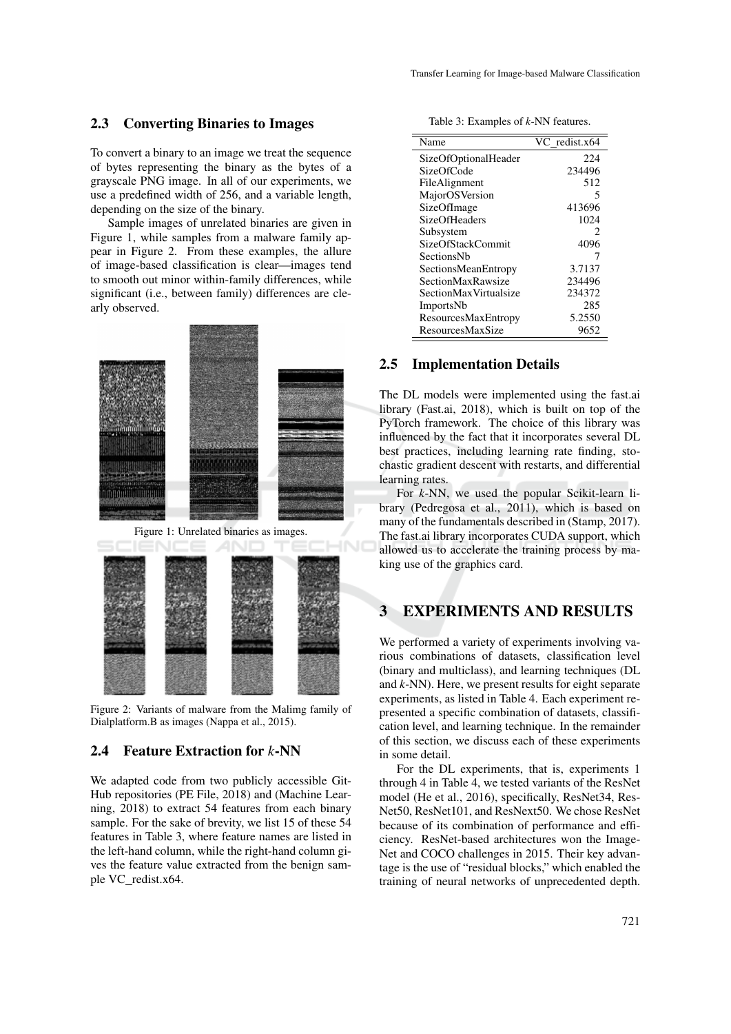### 2.3 Converting Binaries to Images

To convert a binary to an image we treat the sequence of bytes representing the binary as the bytes of a grayscale PNG image. In all of our experiments, we use a predefined width of 256, and a variable length, depending on the size of the binary.

Sample images of unrelated binaries are given in Figure 1, while samples from a malware family appear in Figure 2. From these examples, the allure of image-based classification is clear—images tend to smooth out minor within-family differences, while significant (i.e., between family) differences are clearly observed.

Figure 1: Unrelated binaries as images.

Figure 2: Variants of malware from the Malimg family of Dialplatform.B as images (Nappa et al., 2015).

### 2.4 Feature Extraction for *k*-NN

We adapted code from two publicly accessible GitHub repositories (PE File, 2018) and (Machine Learning, 2018) to extract 54 features from each binary sample. For the sake of brevity, we list 15 of these 54 features in Table 3, where feature names are listed in the left-hand column, while the right-hand column gives the feature value extracted from the benign sample VC_redist.x64.

Table 3: Examples of *k*-NN features.

| Name | VC_redist.x64 |
|---|---:|
| SizeOfOptionalHeader | 224 |
| SizeOfCode | 234496 |
| FileAlignment | 512 |
| MajorOSVersion | 5 |
| SizeOfImage | 413696 |
| SizeOfHeaders | 1024 |
| Subsystem | 2 |
| SizeOfStackCommit | 4096 |
| SectionsNb | 7 |
| SectionsMeanEntropy | 3.7137 |
| SectionMaxRawsize | 234496 |
| SectionMaxVirtualsize | 234372 |
| ImportsNb | 285 |
| ResourcesMaxEntropy | 5.2550 |
| ResourcesMaxSize | 9652 |

### 2.5 Implementation Details

The DL models were implemented using the fast.ai library (Fast.ai, 2018), which is built on top of the PyTorch framework. The choice of this library was influenced by the fact that it incorporates several DL best practices, including learning rate finding, stochastic gradient descent with restarts, and differential learning rates.

For *k*-NN, we used the popular Scikit-learn library (Pedregosa et al., 2011), which is based on many of the fundamentals described in (Stamp, 2017). The fast.ai library incorporates CUDA support, which allowed us to accelerate the training process by making use of the graphics card.

## 3 EXPERIMENTS AND RESULTS

We performed a variety of experiments involving various combinations of datasets, classification level (binary and multiclass), and learning techniques (DL and *k*-NN). Here, we present results for eight separate experiments, as listed in Table 4. Each experiment represented a specific combination of datasets, classification level, and learning technique. In the remainder of this section, we discuss each of these experiments in some detail.

For the DL experiments, that is, experiments 1 through 4 in Table 4, we tested variants of the ResNet model (He et al., 2016), specifically, ResNet34, ResNet50, ResNet101, and ResNext50. We chose ResNet because of its combination of performance and efficiency. ResNet-based architectures won the ImageNet and COCO challenges in 2015. Their key advantage is the use of "residual blocks," which enabled the training of neural networks of unprecedented depth.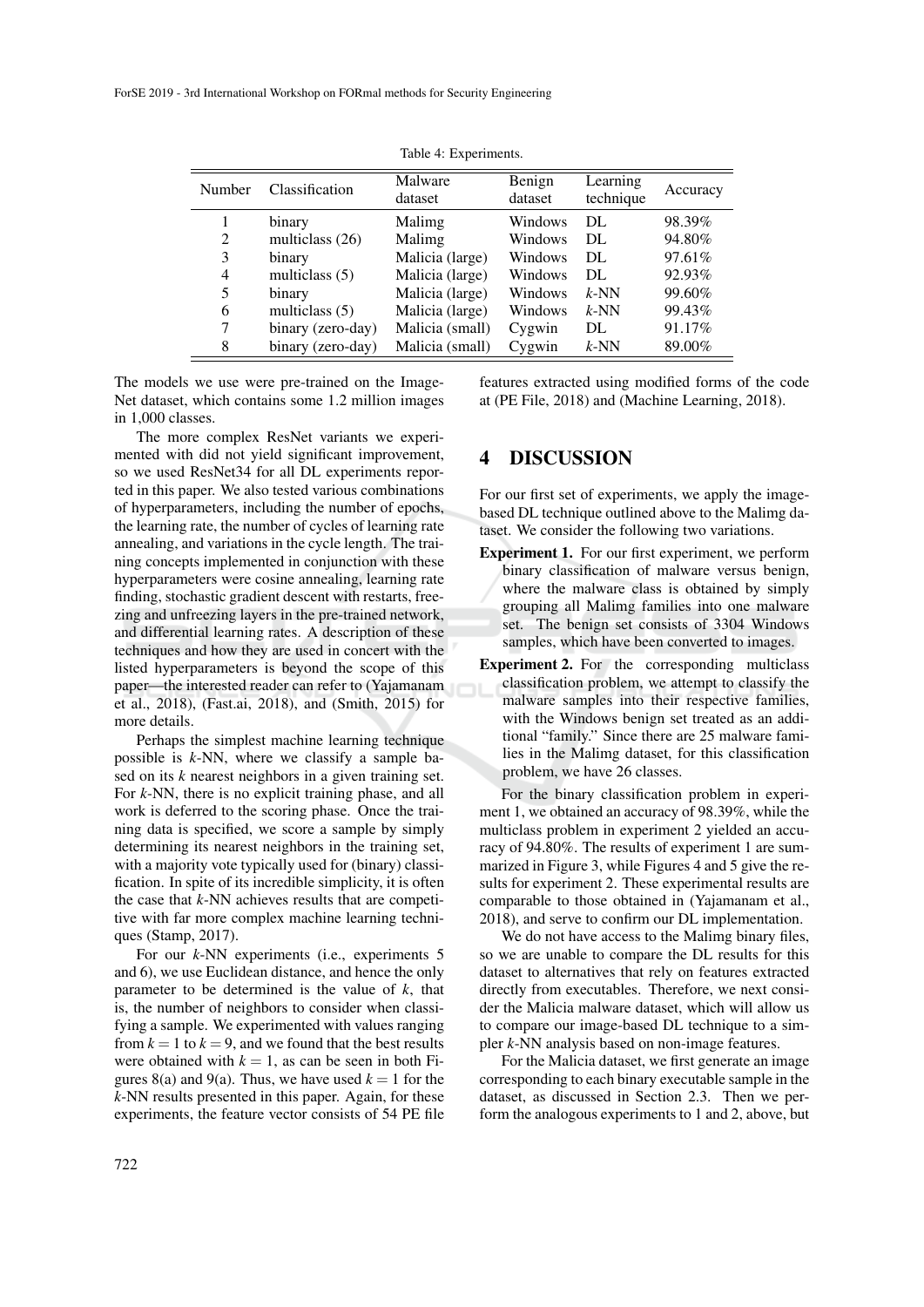Table 4: Experiments.

| Number | Classification | Malware dataset | Benign dataset | Learning technique | Accuracy |
|---|---|---|---|---|---|
| 1 | binary | Malimg | Windows | DL | 98.39% |
| 2 | multiclass (26) | Malimg | Windows | DL | 94.80% |
| 3 | binary | Malicia (large) | Windows | DL | 97.61% |
| 4 | multiclass (5) | Malicia (large) | Windows | DL | 92.93% |
| 5 | binary | Malicia (large) | Windows | *k*-NN | 99.60% |
| 6 | multiclass (5) | Malicia (large) | Windows | *k*-NN | 99.43% |
| 7 | binary (zero-day) | Malicia (small) | Cygwin | DL | 91.17% |
| 8 | binary (zero-day) | Malicia (small) | Cygwin | *k*-NN | 89.00% |

The models we use were pre-trained on the ImageNet dataset, which contains some 1.2 million images in 1,000 classes.

The more complex ResNet variants we experimented with did not yield significant improvement, so we used ResNet34 for all DL experiments reported in this paper. We also tested various combinations of hyperparameters, including the number of epochs, the learning rate, the number of cycles of learning rate annealing, and variations in the cycle length. The training concepts implemented in conjunction with these hyperparameters were cosine annealing, learning rate finding, stochastic gradient descent with restarts, freezing and unfreezing layers in the pre-trained network, and differential learning rates. A description of these techniques and how they are used in concert with the listed hyperparameters is beyond the scope of this paper—the interested reader can refer to (Yajamanam et al., 2018), (Fast.ai, 2018), and (Smith, 2015) for more details.

Perhaps the simplest machine learning technique possible is *k*-NN, where we classify a sample based on its *k* nearest neighbors in a given training set. For *k*-NN, there is no explicit training phase, and all work is deferred to the scoring phase. Once the training data is specified, we score a sample by simply determining its nearest neighbors in the training set, with a majority vote typically used for (binary) classification. In spite of its incredible simplicity, it is often the case that *k*-NN achieves results that are competitive with far more complex machine learning techniques (Stamp, 2017).

For our *k*-NN experiments (i.e., experiments 5 and 6), we use Euclidean distance, and hence the only parameter to be determined is the value of *k*, that is, the number of neighbors to consider when classifying a sample. We experimented with values ranging from $k = 1$ to $k = 9$, and we found that the best results were obtained with $k = 1$, as can be seen in both Figures 8(a) and 9(a). Thus, we have used $k = 1$ for the *k*-NN results presented in this paper. Again, for these experiments, the feature vector consists of 54 PE file features extracted using modified forms of the code at (PE File, 2018) and (Machine Learning, 2018).

# 4 DISCUSSION

For our first set of experiments, we apply the image-based DL technique outlined above to the Malimg dataset. We consider the following two variations.

**Experiment 1.** For our first experiment, we perform binary classification of malware versus benign, where the malware class is obtained by simply grouping all Malimg families into one malware set. The benign set consists of 3304 Windows samples, which have been converted to images.

**Experiment 2.** For the corresponding multiclass classification problem, we attempt to classify the malware samples into their respective families, with the Windows benign set treated as an additional "family." Since there are 25 malware families in the Malimg dataset, for this classification problem, we have 26 classes.

For the binary classification problem in experiment 1, we obtained an accuracy of 98.39%, while the multiclass problem in experiment 2 yielded an accuracy of 94.80%. The results of experiment 1 are summarized in Figure 3, while Figures 4 and 5 give the results for experiment 2. These experimental results are comparable to those obtained in (Yajamanam et al., 2018), and serve to confirm our DL implementation.

We do not have access to the Malimg binary files, so we are unable to compare the DL results for this dataset to alternatives that rely on features extracted directly from executables. Therefore, we next consider the Malicia malware dataset, which will allow us to compare our image-based DL technique to a simpler *k*-NN analysis based on non-image features.

For the Malicia dataset, we first generate an image corresponding to each binary executable sample in the dataset, as discussed in Section 2.3. Then we perform the analogous experiments to 1 and 2, above, but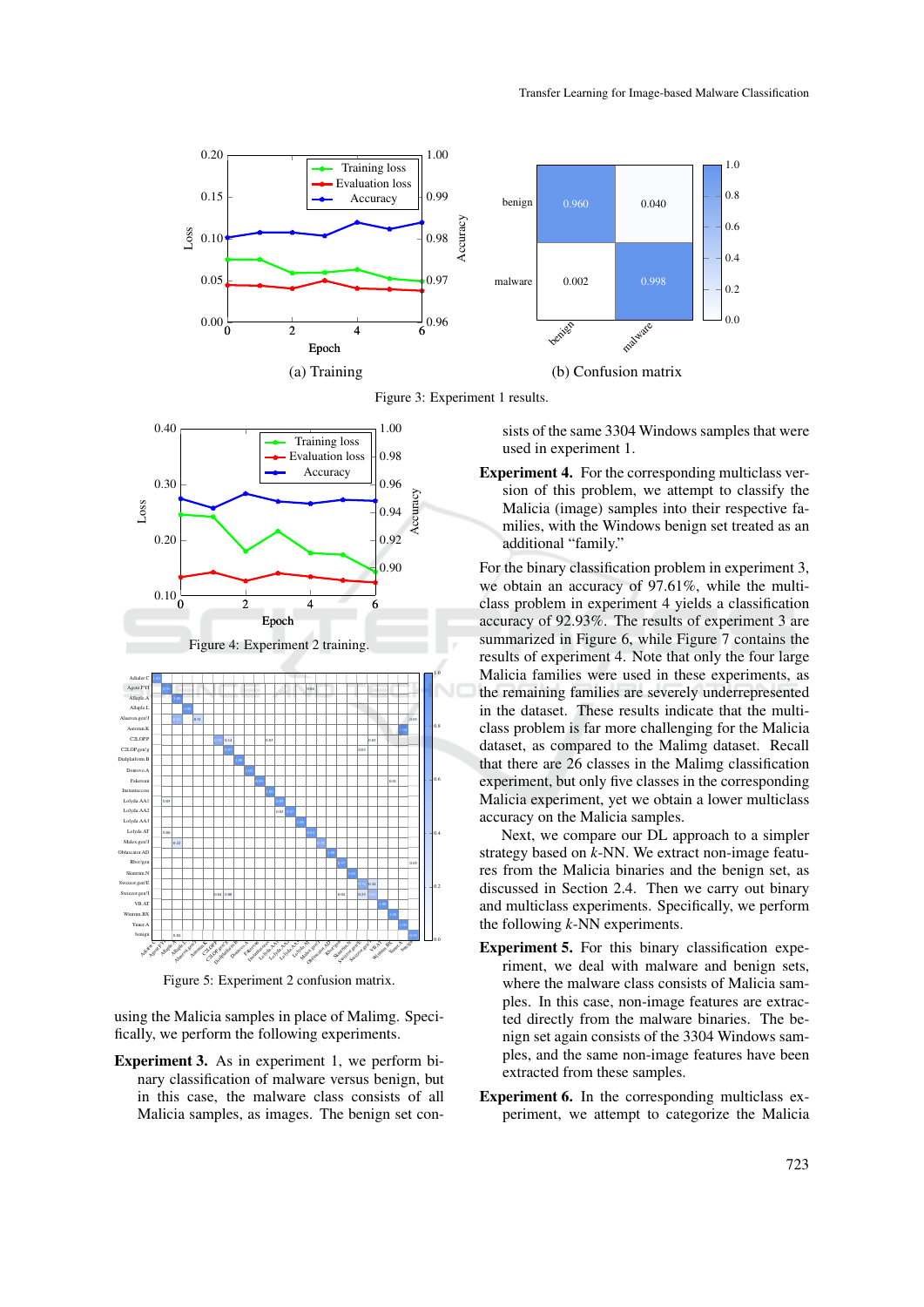(a) Training

(b) Confusion matrix

Figure 3: Experiment 1 results.

Figure 4: Experiment 2 training.

Figure 5: Experiment 2 confusion matrix.

using the Malicia samples in place of Malimg. Specifically, we perform the following experiments.

**Experiment 3.** As in experiment 1, we perform binary classification of malware versus benign, but in this case, the malware class consists of all Malicia samples, as images. The benign set consists of the same 3304 Windows samples that were used in experiment 1.

**Experiment 4.** For the corresponding multiclass version of this problem, we attempt to classify the Malicia (image) samples into their respective families, with the Windows benign set treated as an additional "family."

For the binary classification problem in experiment 3, we obtain an accuracy of 97.61%, while the multiclass problem in experiment 4 yields a classification accuracy of 92.93%. The results of experiment 3 are summarized in Figure 6, while Figure 7 contains the results of experiment 4. Note that only the four large Malicia families were used in these experiments, as the remaining families are severely underrepresented in the dataset. These results indicate that the multiclass problem is far more challenging for the Malicia dataset, as compared to the Malimg dataset. Recall that there are 26 classes in the Malimg classification experiment, but only five classes in the corresponding Malicia experiment, yet we obtain a lower multiclass accuracy on the Malicia samples.

Next, we compare our DL approach to a simpler strategy based on $k$-NN. We extract non-image features from the Malicia binaries and the benign set, as discussed in Section 2.4. Then we carry out binary and multiclass experiments. Specifically, we perform the following $k$-NN experiments.

**Experiment 5.** For this binary classification experiment, we deal with malware and benign sets, where the malware class consists of Malicia samples. In this case, non-image features are extracted directly from the malware binaries. The benign set again consists of the 3304 Windows samples, and the same non-image features have been extracted from these samples.

**Experiment 6.** In the corresponding multiclass experiment, we attempt to categorize the Malicia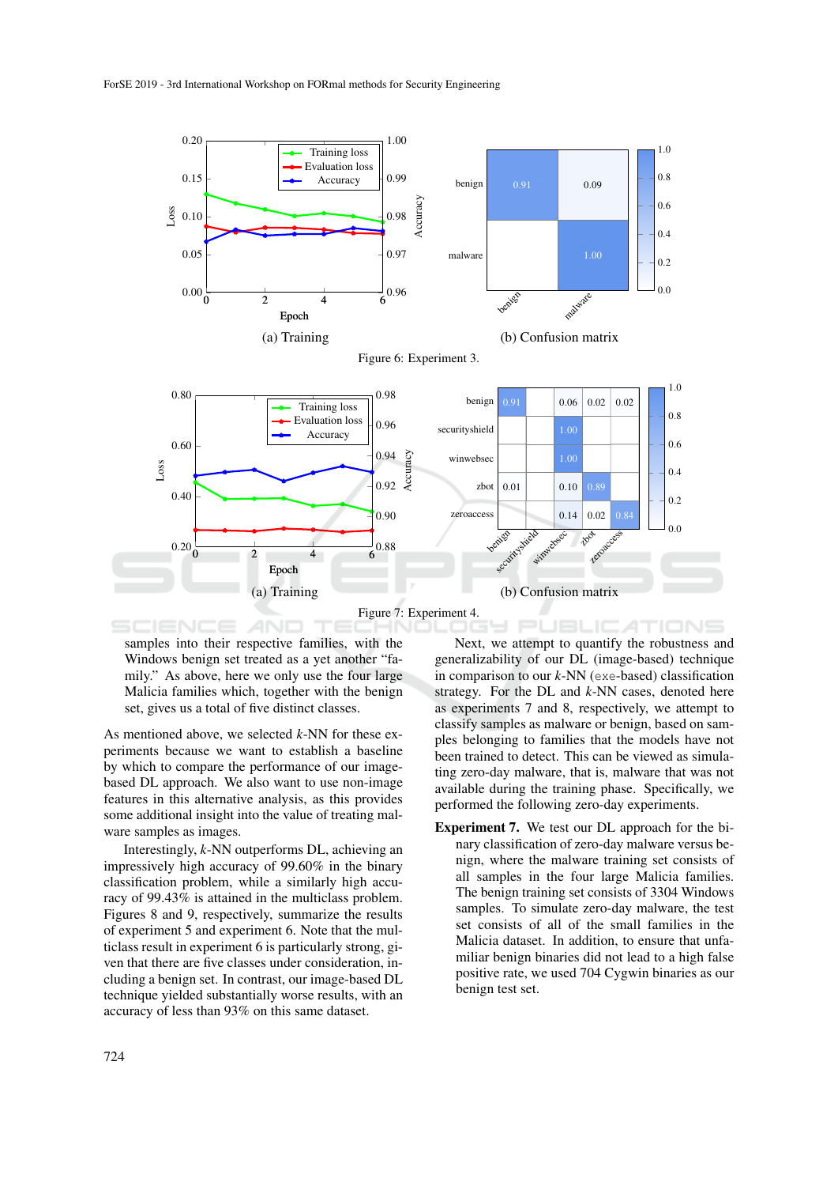(a) Training

(b) Confusion matrix

Figure 6: Experiment 3.

(a) Training

(b) Confusion matrix

Figure 7: Experiment 4.

samples into their respective families, with the Windows benign set treated as a yet another "family." As above, here we only use the four large Malicia families which, together with the benign set, gives us a total of five distinct classes.

As mentioned above, we selected *k*-NN for these experiments because we want to establish a baseline by which to compare the performance of our image-based DL approach. We also want to use non-image features in this alternative analysis, as this provides some additional insight into the value of treating malware samples as images.

Interestingly, *k*-NN outperforms DL, achieving an impressively high accuracy of 99.60% in the binary classification problem, while a similarly high accuracy of 99.43% is attained in the multiclass problem. Figures 8 and 9, respectively, summarize the results of experiment 5 and experiment 6. Note that the multiclass result in experiment 6 is particularly strong, given that there are five classes under consideration, including a benign set. In contrast, our image-based DL technique yielded substantially worse results, with an accuracy of less than 93% on this same dataset.

Next, we attempt to quantify the robustness and generalizability of our DL (image-based) technique in comparison to our *k*-NN (`exe`-based) classification strategy. For the DL and *k*-NN cases, denoted here as experiments 7 and 8, respectively, we attempt to classify samples as malware or benign, based on samples belonging to families that the models have not been trained to detect. This can be viewed as simulating zero-day malware, that is, malware that was not available during the training phase. Specifically, we performed the following zero-day experiments.

**Experiment 7.** We test our DL approach for the binary classification of zero-day malware versus benign, where the malware training set consists of all samples in the four large Malicia families. The benign training set consists of 3304 Windows samples. To simulate zero-day malware, the test set consists of all of the small families in the Malicia dataset. In addition, to ensure that unfamiliar benign binaries did not lead to a high false positive rate, we used 704 Cygwin binaries as our benign test set.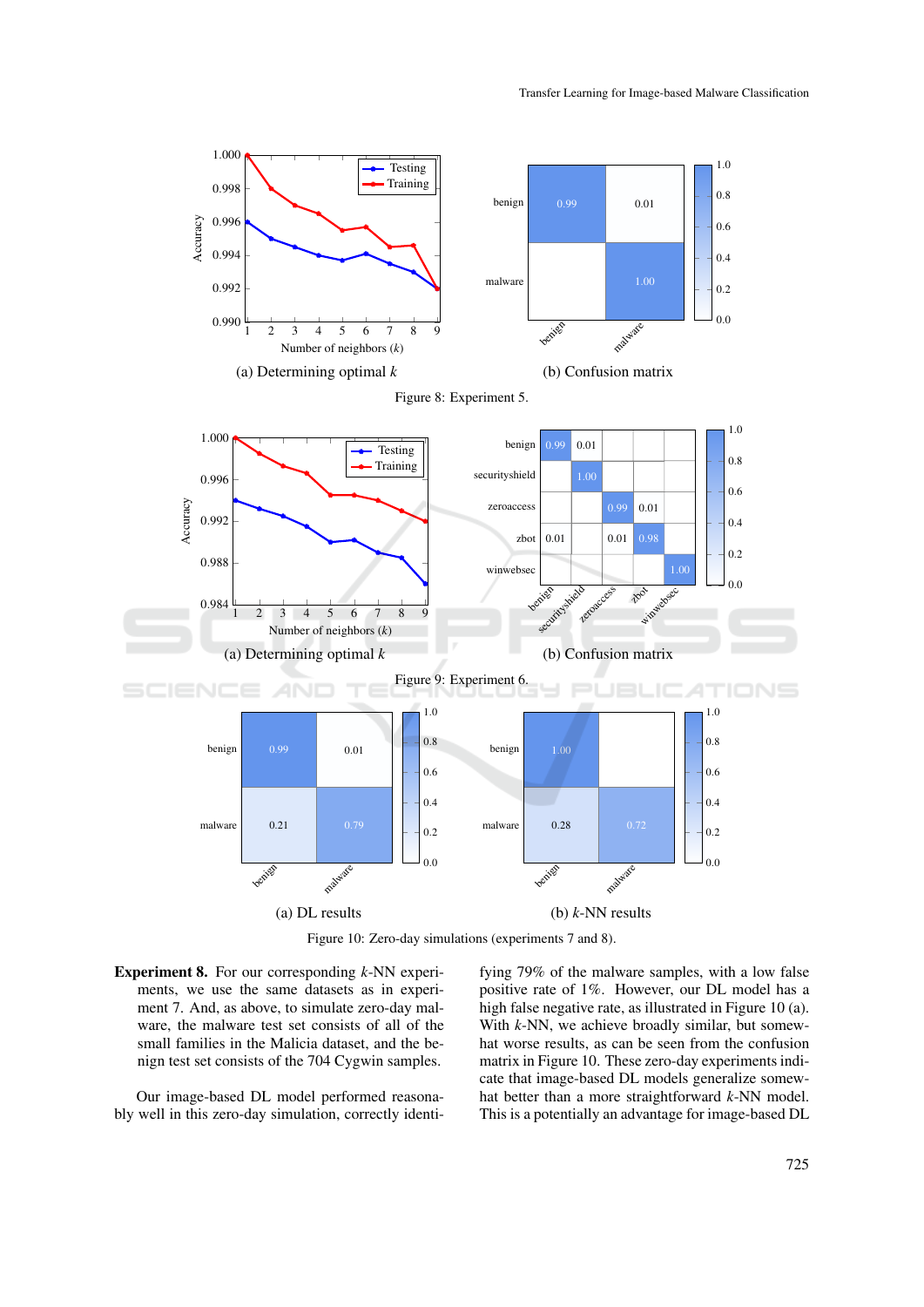(a) Determining optimal $k$

(b) Confusion matrix

Figure 8: Experiment 5.

(a) Determining optimal $k$

(b) Confusion matrix

Figure 9: Experiment 6.

(a) DL results

(b) $k$-NN results

Figure 10: Zero-day simulations (experiments 7 and 8).

**Experiment 8.** For our corresponding $k$-NN experiments, we use the same datasets as in experiment 7. And, as above, to simulate zero-day malware, the malware test set consists of all of the small families in the Malicia dataset, and the benign test set consists of the 704 Cygwin samples.

Our image-based DL model performed reasonably well in this zero-day simulation, correctly identifying 79% of the malware samples, with a low false positive rate of 1%. However, our DL model has a high false negative rate, as illustrated in Figure 10 (a). With $k$-NN, we achieve broadly similar, but somewhat worse results, as can be seen from the confusion matrix in Figure 10. These zero-day experiments indicate that image-based DL models generalize somewhat better than a more straightforward $k$-NN model. This is a potentially an advantage for image-based DL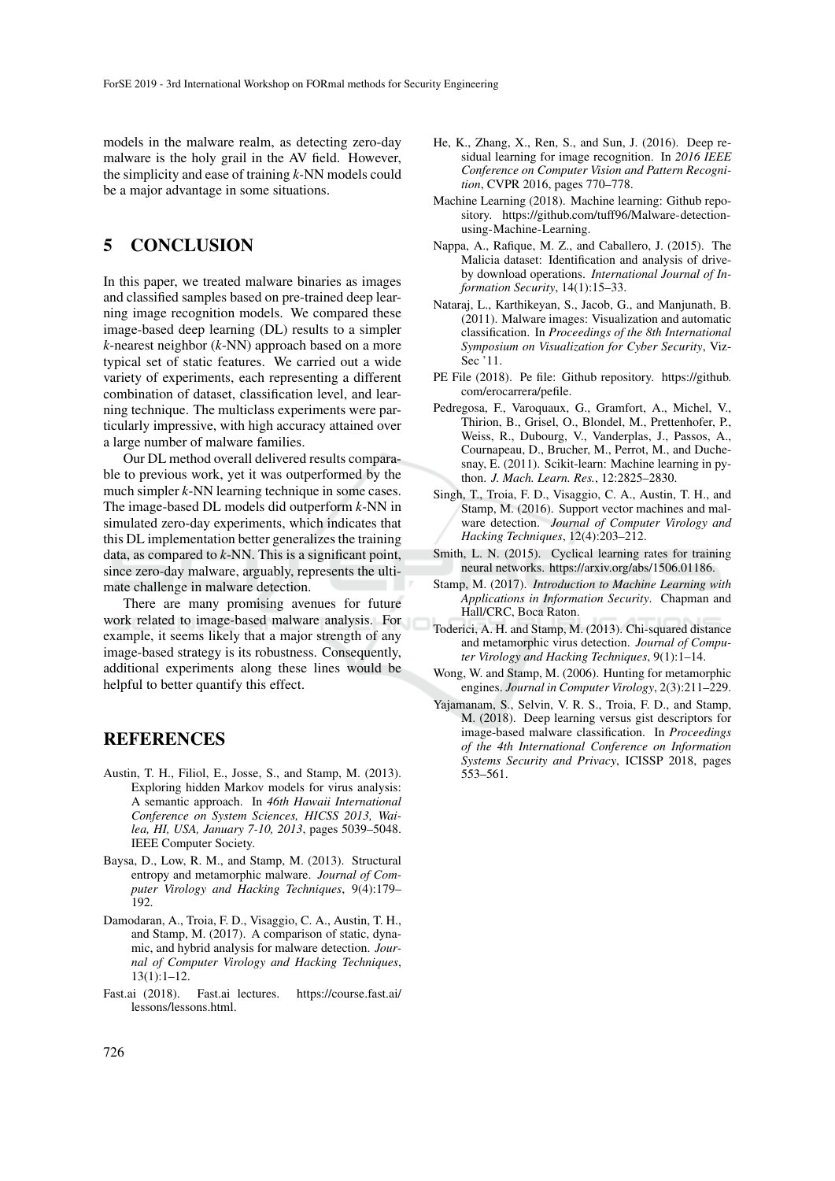models in the malware realm, as detecting zero-day malware is the holy grail in the AV field. However, the simplicity and ease of training $k$-NN models could be a major advantage in some situations.

## 5 CONCLUSION

In this paper, we treated malware binaries as images and classified samples based on pre-trained deep learning image recognition models. We compared these image-based deep learning (DL) results to a simpler $k$-nearest neighbor ($k$-NN) approach based on a more typical set of static features. We carried out a wide variety of experiments, each representing a different combination of dataset, classification level, and learning technique. The multiclass experiments were particularly impressive, with high accuracy attained over a large number of malware families.

Our DL method overall delivered results comparable to previous work, yet it was outperformed by the much simpler $k$-NN learning technique in some cases. The image-based DL models did outperform $k$-NN in simulated zero-day experiments, which indicates that this DL implementation better generalizes the training data, as compared to $k$-NN. This is a significant point, since zero-day malware, arguably, represents the ultimate challenge in malware detection.

There are many promising avenues for future work related to image-based malware analysis. For example, it seems likely that a major strength of any image-based strategy is its robustness. Consequently, additional experiments along these lines would be helpful to better quantify this effect.

## REFERENCES

Austin, T. H., Filiol, E., Josse, S., and Stamp, M. (2013). Exploring hidden Markov models for virus analysis: A semantic approach. In *46th Hawaii International Conference on System Sciences, HICSS 2013, Wailea, HI, USA, January 7-10, 2013*, pages 5039–5048. IEEE Computer Society.

Baysa, D., Low, R. M., and Stamp, M. (2013). Structural entropy and metamorphic malware. *Journal of Computer Virology and Hacking Techniques*, 9(4):179–192.

Damodaran, A., Troia, F. D., Visaggio, C. A., Austin, T. H., and Stamp, M. (2017). A comparison of static, dynamic, and hybrid analysis for malware detection. *Journal of Computer Virology and Hacking Techniques*, 13(1):1–12.

Fast.ai (2018). Fast.ai lectures. https://course.fast.ai/lessons/lessons.html.

He, K., Zhang, X., Ren, S., and Sun, J. (2016). Deep residual learning for image recognition. In *2016 IEEE Conference on Computer Vision and Pattern Recognition*, CVPR 2016, pages 770–778.

Machine Learning (2018). Machine learning: Github repository. https://github.com/tuff96/Malware-detection-using-Machine-Learning.

Nappa, A., Rafique, M. Z., and Caballero, J. (2015). The Malicia dataset: Identification and analysis of drive-by download operations. *International Journal of Information Security*, 14(1):15–33.

Nataraj, L., Karthikeyan, S., Jacob, G., and Manjunath, B. (2011). Malware images: Visualization and automatic classification. In *Proceedings of the 8th International Symposium on Visualization for Cyber Security*, VizSec '11.

PE File (2018). Pe file: Github repository. https://github.com/erocarrera/pefile.

Pedregosa, F., Varoquaux, G., Gramfort, A., Michel, V., Thirion, B., Grisel, O., Blondel, M., Prettenhofer, P., Weiss, R., Dubourg, V., Vanderplas, J., Passos, A., Cournapeau, D., Brucher, M., Perrot, M., and Duchesnay, E. (2011). Scikit-learn: Machine learning in python. *J. Mach. Learn. Res.*, 12:2825–2830.

Singh, T., Troia, F. D., Visaggio, C. A., Austin, T. H., and Stamp, M. (2016). Support vector machines and malware detection. *Journal of Computer Virology and Hacking Techniques*, 12(4):203–212.

Smith, L. N. (2015). Cyclical learning rates for training neural networks. https://arxiv.org/abs/1506.01186.

Stamp, M. (2017). *Introduction to Machine Learning with Applications in Information Security*. Chapman and Hall/CRC, Boca Raton.

Toderici, A. H. and Stamp, M. (2013). Chi-squared distance and metamorphic virus detection. *Journal of Computer Virology and Hacking Techniques*, 9(1):1–14.

Wong, W. and Stamp, M. (2006). Hunting for metamorphic engines. *Journal in Computer Virology*, 2(3):211–229.

Yajamanam, S., Selvin, V. R. S., Troia, F. D., and Stamp, M. (2018). Deep learning versus gist descriptors for image-based malware classification. In *Proceedings of the 4th International Conference on Information Systems Security and Privacy*, ICISSP 2018, pages 553–561.